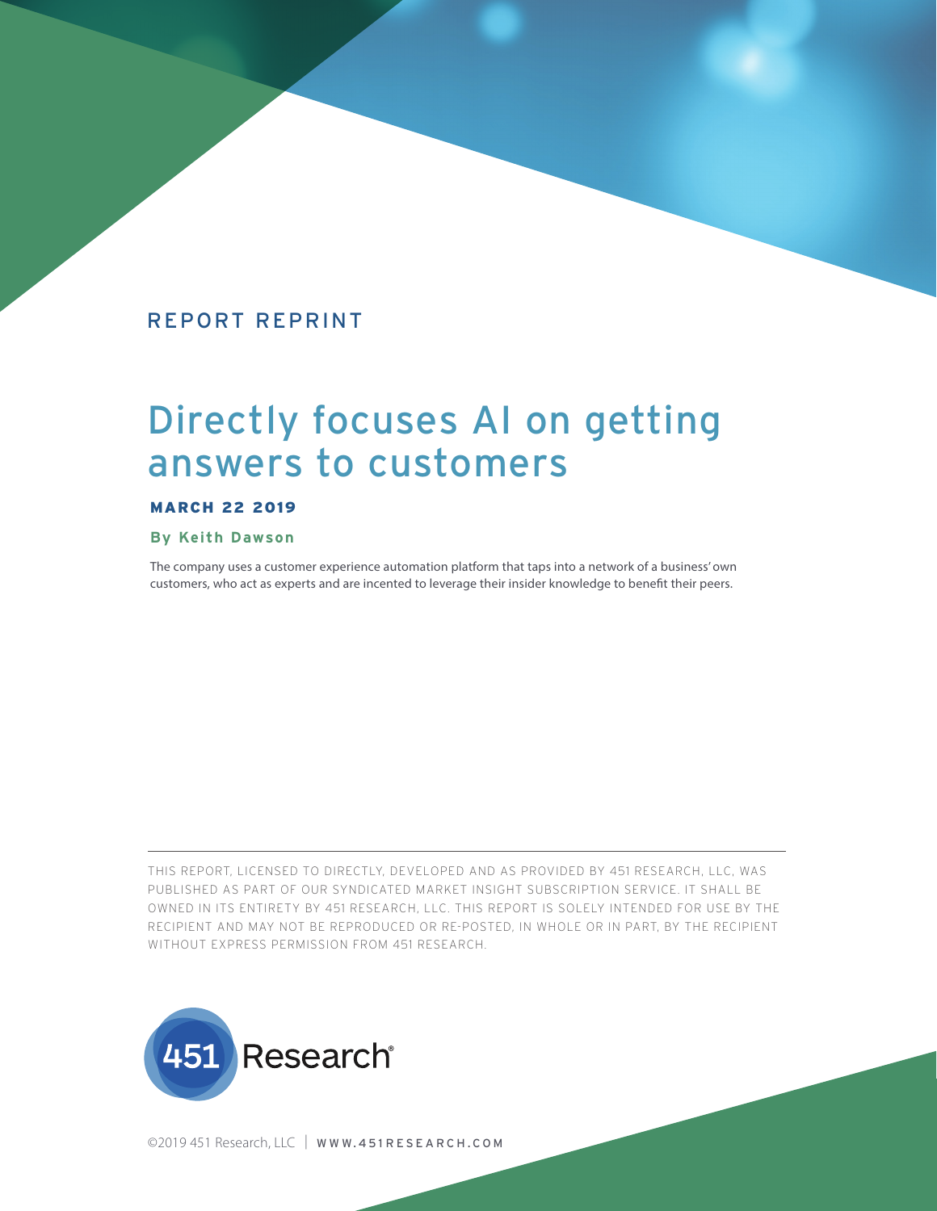REPORT REPRINT

# Directly focuses AI on getting answers to customers

**MARCH 22 2019**

**By Keith Dawson**

The company uses a customer experience automation platform that taps into a network of a business' own customers, who act as experts and are incented to leverage their insider knowledge to benefit their peers.

THIS REPORT, LICENSED TO DIRECTLY, DEVELOPED AND AS PROVIDED BY 451 RESEARCH, LLC, WAS PUBLISHED AS PART OF OUR SYNDICATED MARKET INSIGHT SUBSCRIPTION SERVICE. IT SHALL BE OWNED IN ITS ENTIRETY BY 451 RESEARCH, LLC. THIS REPORT IS SOLELY INTENDED FOR USE BY THE RECIPIENT AND MAY NOT BE REPRODUCED OR RE-POSTED, IN WHOLE OR IN PART, BY THE RECIPIENT WITHOUT EXPRESS PERMISSION FROM 451 RESEARCH.

451 Research®

©2019 451 Research, LLC | WWW.451RESEARCH.COM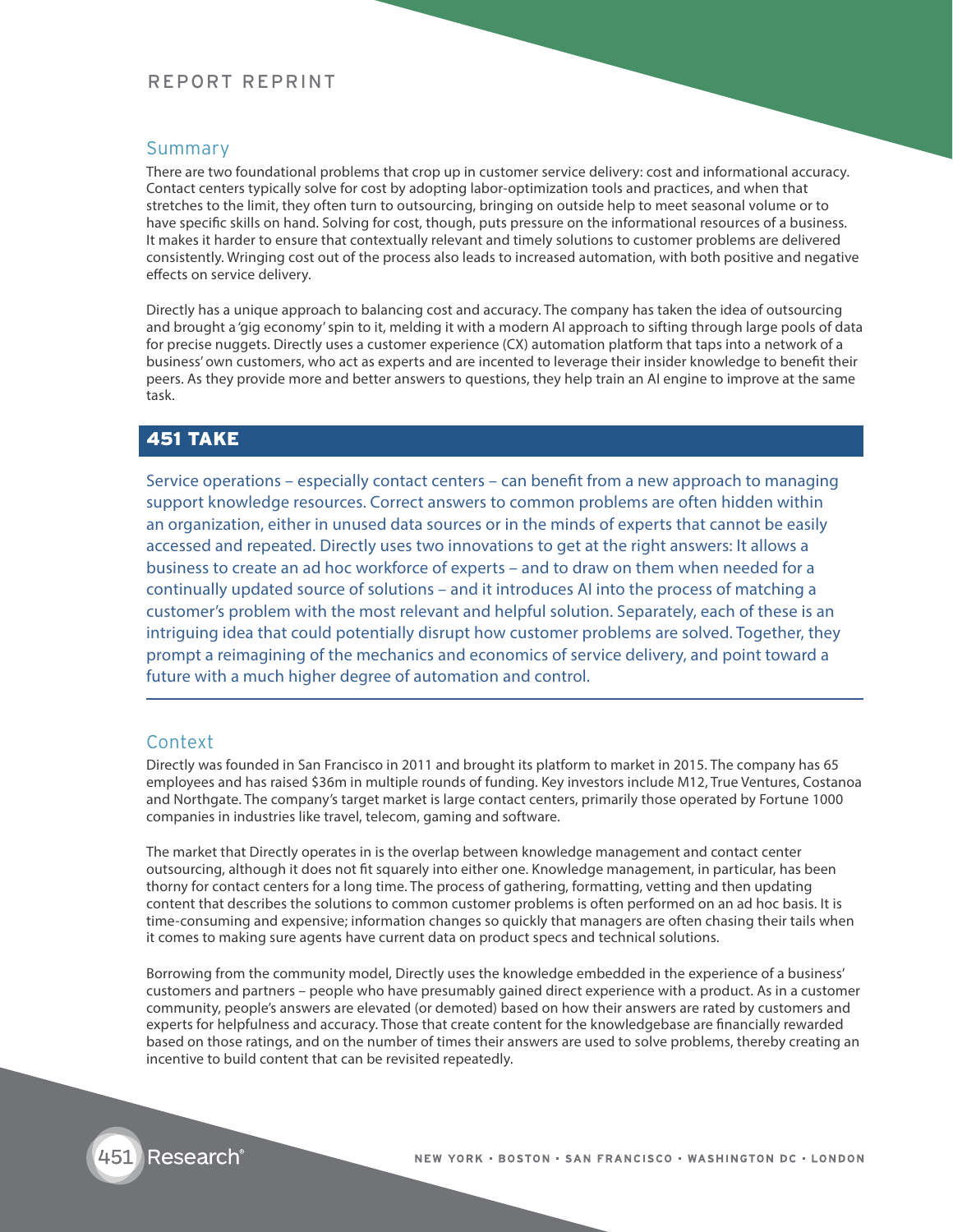REPORT REPRINT

## Summary

There are two foundational problems that crop up in customer service delivery: cost and informational accuracy. Contact centers typically solve for cost by adopting labor-optimization tools and practices, and when that stretches to the limit, they often turn to outsourcing, bringing on outside help to meet seasonal volume or to have specific skills on hand. Solving for cost, though, puts pressure on the informational resources of a business. It makes it harder to ensure that contextually relevant and timely solutions to customer problems are delivered consistently. Wringing cost out of the process also leads to increased automation, with both positive and negative effects on service delivery.

Directly has a unique approach to balancing cost and accuracy. The company has taken the idea of outsourcing and brought a 'gig economy' spin to it, melding it with a modern AI approach to sifting through large pools of data for precise nuggets. Directly uses a customer experience (CX) automation platform that taps into a network of a business' own customers, who act as experts and are incented to leverage their insider knowledge to benefit their peers. As they provide more and better answers to questions, they help train an AI engine to improve at the same task.

## 451 TAKE

Service operations – especially contact centers – can benefit from a new approach to managing support knowledge resources. Correct answers to common problems are often hidden within an organization, either in unused data sources or in the minds of experts that cannot be easily accessed and repeated. Directly uses two innovations to get at the right answers: It allows a business to create an ad hoc workforce of experts – and to draw on them when needed for a continually updated source of solutions – and it introduces AI into the process of matching a customer's problem with the most relevant and helpful solution. Separately, each of these is an intriguing idea that could potentially disrupt how customer problems are solved. Together, they prompt a reimagining of the mechanics and economics of service delivery, and point toward a future with a much higher degree of automation and control.

## Context

Directly was founded in San Francisco in 2011 and brought its platform to market in 2015. The company has 65 employees and has raised $36m in multiple rounds of funding. Key investors include M12, True Ventures, Costanoa and Northgate. The company's target market is large contact centers, primarily those operated by Fortune 1000 companies in industries like travel, telecom, gaming and software.

The market that Directly operates in is the overlap between knowledge management and contact center outsourcing, although it does not fit squarely into either one. Knowledge management, in particular, has been thorny for contact centers for a long time. The process of gathering, formatting, vetting and then updating content that describes the solutions to common customer problems is often performed on an ad hoc basis. It is time-consuming and expensive; information changes so quickly that managers are often chasing their tails when it comes to making sure agents have current data on product specs and technical solutions.

Borrowing from the community model, Directly uses the knowledge embedded in the experience of a business' customers and partners – people who have presumably gained direct experience with a product. As in a customer community, people's answers are elevated (or demoted) based on how their answers are rated by customers and experts for helpfulness and accuracy. Those that create content for the knowledgebase are financially rewarded based on those ratings, and on the number of times their answers are used to solve problems, thereby creating an incentive to build content that can be revisited repeatedly.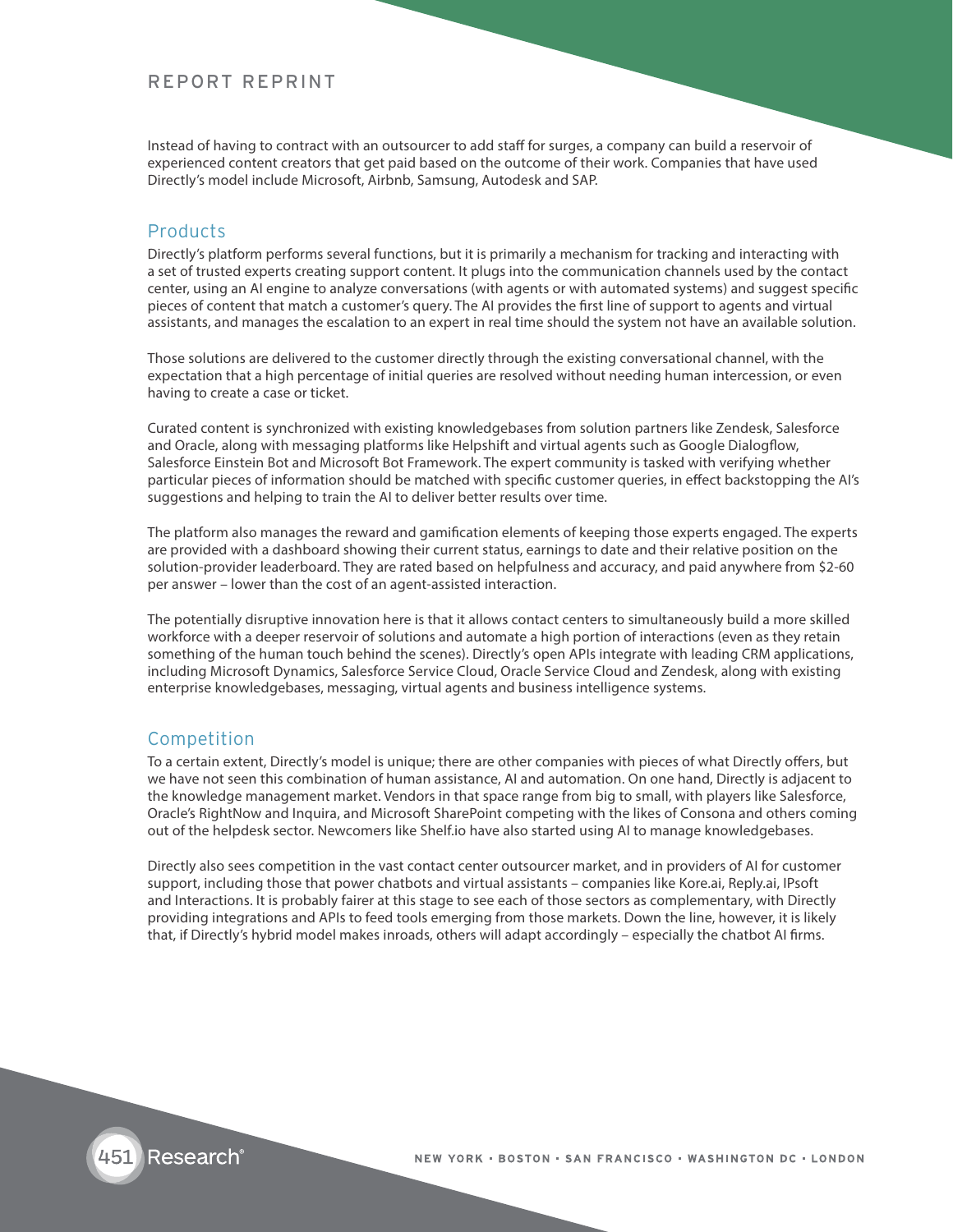Instead of having to contract with an outsourcer to add staff for surges, a company can build a reservoir of experienced content creators that get paid based on the outcome of their work. Companies that have used Directly's model include Microsoft, Airbnb, Samsung, Autodesk and SAP.

## Products

Directly's platform performs several functions, but it is primarily a mechanism for tracking and interacting with a set of trusted experts creating support content. It plugs into the communication channels used by the contact center, using an AI engine to analyze conversations (with agents or with automated systems) and suggest specific pieces of content that match a customer's query. The AI provides the first line of support to agents and virtual assistants, and manages the escalation to an expert in real time should the system not have an available solution.

Those solutions are delivered to the customer directly through the existing conversational channel, with the expectation that a high percentage of initial queries are resolved without needing human intercession, or even having to create a case or ticket.

Curated content is synchronized with existing knowledgebases from solution partners like Zendesk, Salesforce and Oracle, along with messaging platforms like Helpshift and virtual agents such as Google Dialogflow, Salesforce Einstein Bot and Microsoft Bot Framework. The expert community is tasked with verifying whether particular pieces of information should be matched with specific customer queries, in effect backstopping the AI's suggestions and helping to train the AI to deliver better results over time.

The platform also manages the reward and gamification elements of keeping those experts engaged. The experts are provided with a dashboard showing their current status, earnings to date and their relative position on the solution-provider leaderboard. They are rated based on helpfulness and accuracy, and paid anywhere from $2-60 per answer – lower than the cost of an agent-assisted interaction.

The potentially disruptive innovation here is that it allows contact centers to simultaneously build a more skilled workforce with a deeper reservoir of solutions and automate a high portion of interactions (even as they retain something of the human touch behind the scenes). Directly's open APIs integrate with leading CRM applications, including Microsoft Dynamics, Salesforce Service Cloud, Oracle Service Cloud and Zendesk, along with existing enterprise knowledgebases, messaging, virtual agents and business intelligence systems.

## Competition

To a certain extent, Directly's model is unique; there are other companies with pieces of what Directly offers, but we have not seen this combination of human assistance, AI and automation. On one hand, Directly is adjacent to the knowledge management market. Vendors in that space range from big to small, with players like Salesforce, Oracle's RightNow and Inquira, and Microsoft SharePoint competing with the likes of Consona and others coming out of the helpdesk sector. Newcomers like Shelf.io have also started using AI to manage knowledgebases.

Directly also sees competition in the vast contact center outsourcer market, and in providers of AI for customer support, including those that power chatbots and virtual assistants – companies like Kore.ai, Reply.ai, IPsoft and Interactions. It is probably fairer at this stage to see each of those sectors as complementary, with Directly providing integrations and APIs to feed tools emerging from those markets. Down the line, however, it is likely that, if Directly's hybrid model makes inroads, others will adapt accordingly – especially the chatbot AI firms.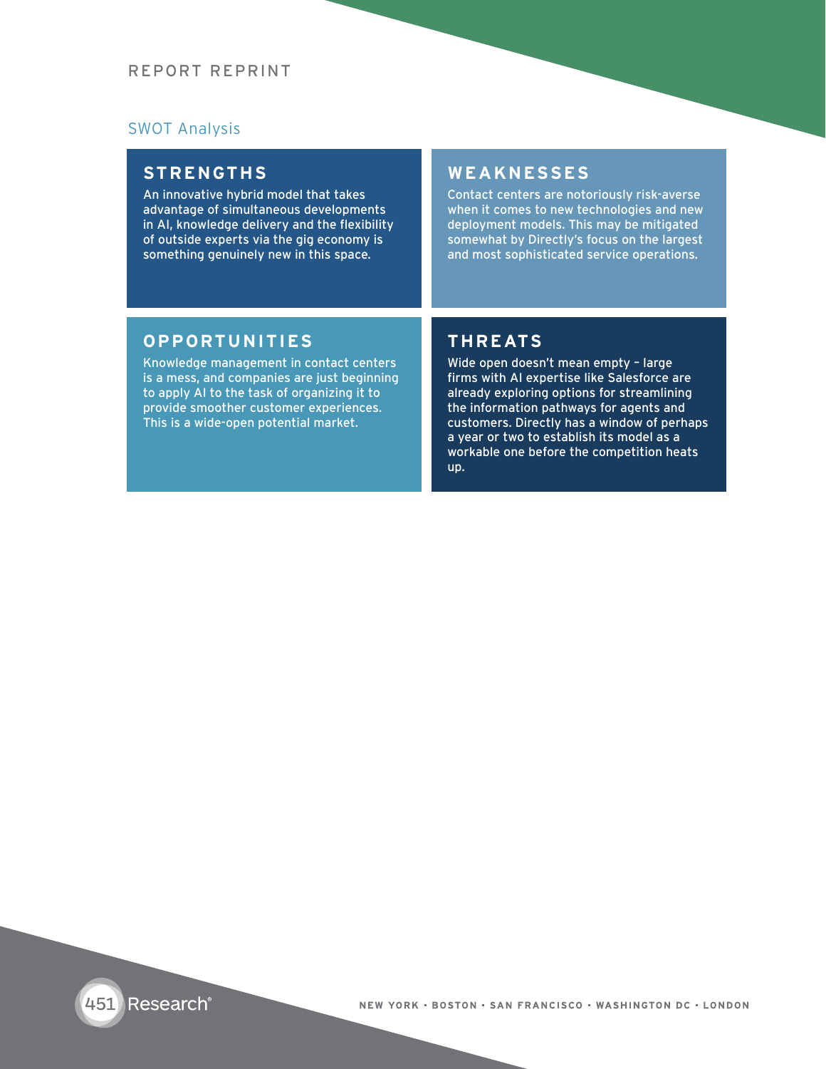## SWOT Analysis

### STRENGTHS

An innovative hybrid model that takes advantage of simultaneous developments in AI, knowledge delivery and the flexibility of outside experts via the gig economy is something genuinely new in this space.

### WEAKNESSES

Contact centers are notoriously risk-averse when it comes to new technologies and new deployment models. This may be mitigated somewhat by Directly's focus on the largest and most sophisticated service operations.

### OPPORTUNITIES

Knowledge management in contact centers is a mess, and companies are just beginning to apply AI to the task of organizing it to provide smoother customer experiences. This is a wide-open potential market.

### THREATS

Wide open doesn't mean empty – large firms with AI expertise like Salesforce are already exploring options for streamlining the information pathways for agents and customers. Directly has a window of perhaps a year or two to establish its model as a workable one before the competition heats up.